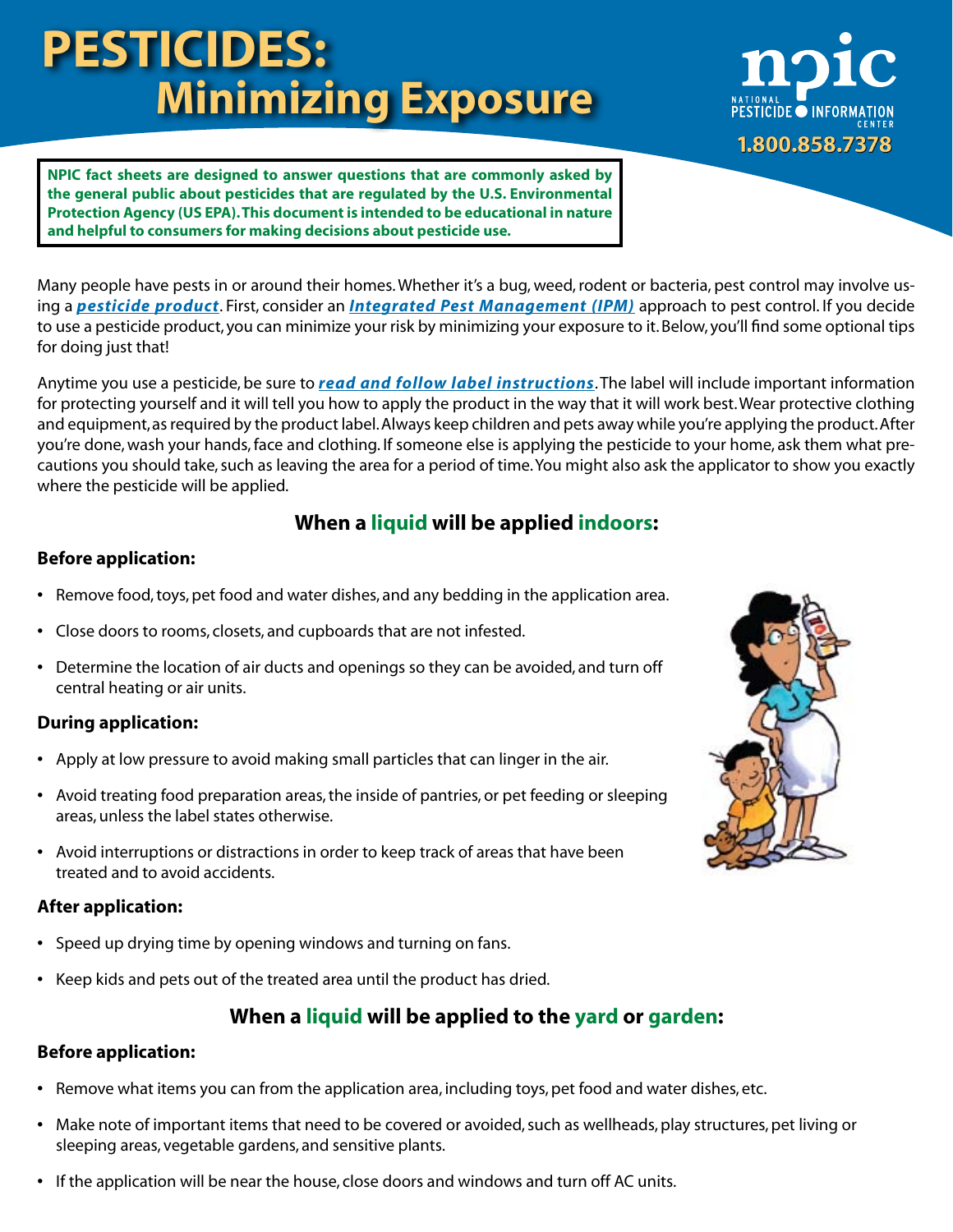# PESTICIDES: Minimizing Exposure

**npic** NATIONAL PESTICIDE INFORMATION CENTER
**1.800.858.7378**

**NPIC fact sheets are designed to answer questions that are commonly asked by the general public about pesticides that are regulated by the U.S. Environmental Protection Agency (US EPA). This document is intended to be educational in nature and helpful to consumers for making decisions about pesticide use.**

Many people have pests in or around their homes. Whether it's a bug, weed, rodent or bacteria, pest control may involve using a ***pesticide product***. First, consider an ***Integrated Pest Management (IPM)*** approach to pest control. If you decide to use a pesticide product, you can minimize your risk by minimizing your exposure to it. Below, you'll find some optional tips for doing just that!

Anytime you use a pesticide, be sure to ***read and follow label instructions***. The label will include important information for protecting yourself and it will tell you how to apply the product in the way that it will work best. Wear protective clothing and equipment, as required by the product label. Always keep children and pets away while you're applying the product. After you're done, wash your hands, face and clothing. If someone else is applying the pesticide to your home, ask them what precautions you should take, such as leaving the area for a period of time. You might also ask the applicator to show you exactly where the pesticide will be applied.

## When a liquid will be applied indoors:

### Before application:

- Remove food, toys, pet food and water dishes, and any bedding in the application area.
- Close doors to rooms, closets, and cupboards that are not infested.
- Determine the location of air ducts and openings so they can be avoided, and turn off central heating or air units.

### During application:

- Apply at low pressure to avoid making small particles that can linger in the air.
- Avoid treating food preparation areas, the inside of pantries, or pet feeding or sleeping areas, unless the label states otherwise.
- Avoid interruptions or distractions in order to keep track of areas that have been treated and to avoid accidents.

### After application:

- Speed up drying time by opening windows and turning on fans.
- Keep kids and pets out of the treated area until the product has dried.

## When a liquid will be applied to the yard or garden:

### Before application:

- Remove what items you can from the application area, including toys, pet food and water dishes, etc.
- Make note of important items that need to be covered or avoided, such as wellheads, play structures, pet living or sleeping areas, vegetable gardens, and sensitive plants.
- If the application will be near the house, close doors and windows and turn off AC units.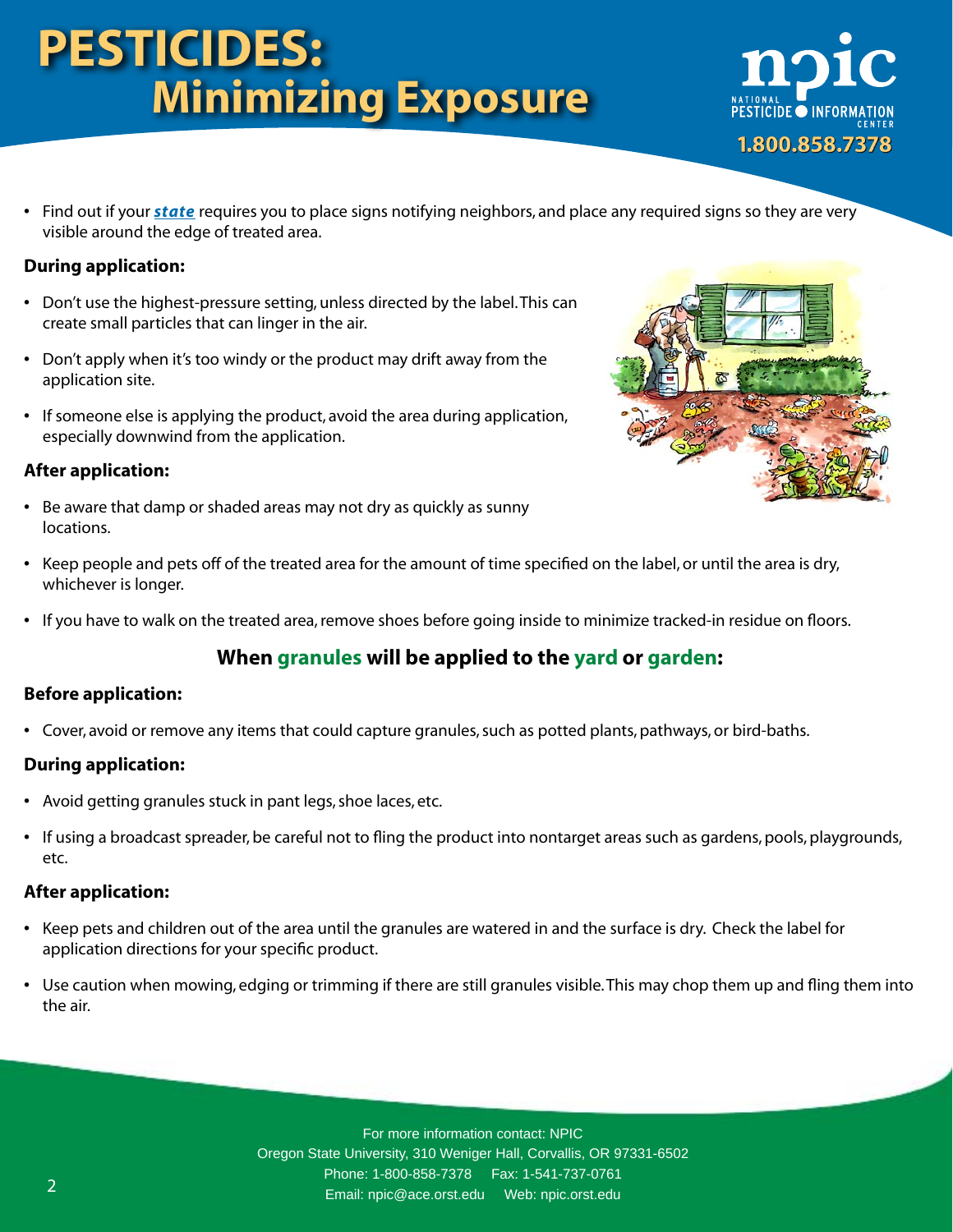# PESTICIDES: Minimizing Exposure

- Find out if your ***state*** requires you to place signs notifying neighbors, and place any required signs so they are very visible around the edge of treated area.

**During application:**

- Don't use the highest-pressure setting, unless directed by the label. This can create small particles that can linger in the air.
- Don't apply when it's too windy or the product may drift away from the application site.
- If someone else is applying the product, avoid the area during application, especially downwind from the application.

**After application:**

- Be aware that damp or shaded areas may not dry as quickly as sunny locations.
- Keep people and pets off of the treated area for the amount of time specified on the label, or until the area is dry, whichever is longer.
- If you have to walk on the treated area, remove shoes before going inside to minimize tracked-in residue on floors.

## When granules will be applied to the yard or garden:

**Before application:**

- Cover, avoid or remove any items that could capture granules, such as potted plants, pathways, or bird-baths.

**During application:**

- Avoid getting granules stuck in pant legs, shoe laces, etc.
- If using a broadcast spreader, be careful not to fling the product into nontarget areas such as gardens, pools, playgrounds, etc.

**After application:**

- Keep pets and children out of the area until the granules are watered in and the surface is dry. Check the label for application directions for your specific product.
- Use caution when mowing, edging or trimming if there are still granules visible. This may chop them up and fling them into the air.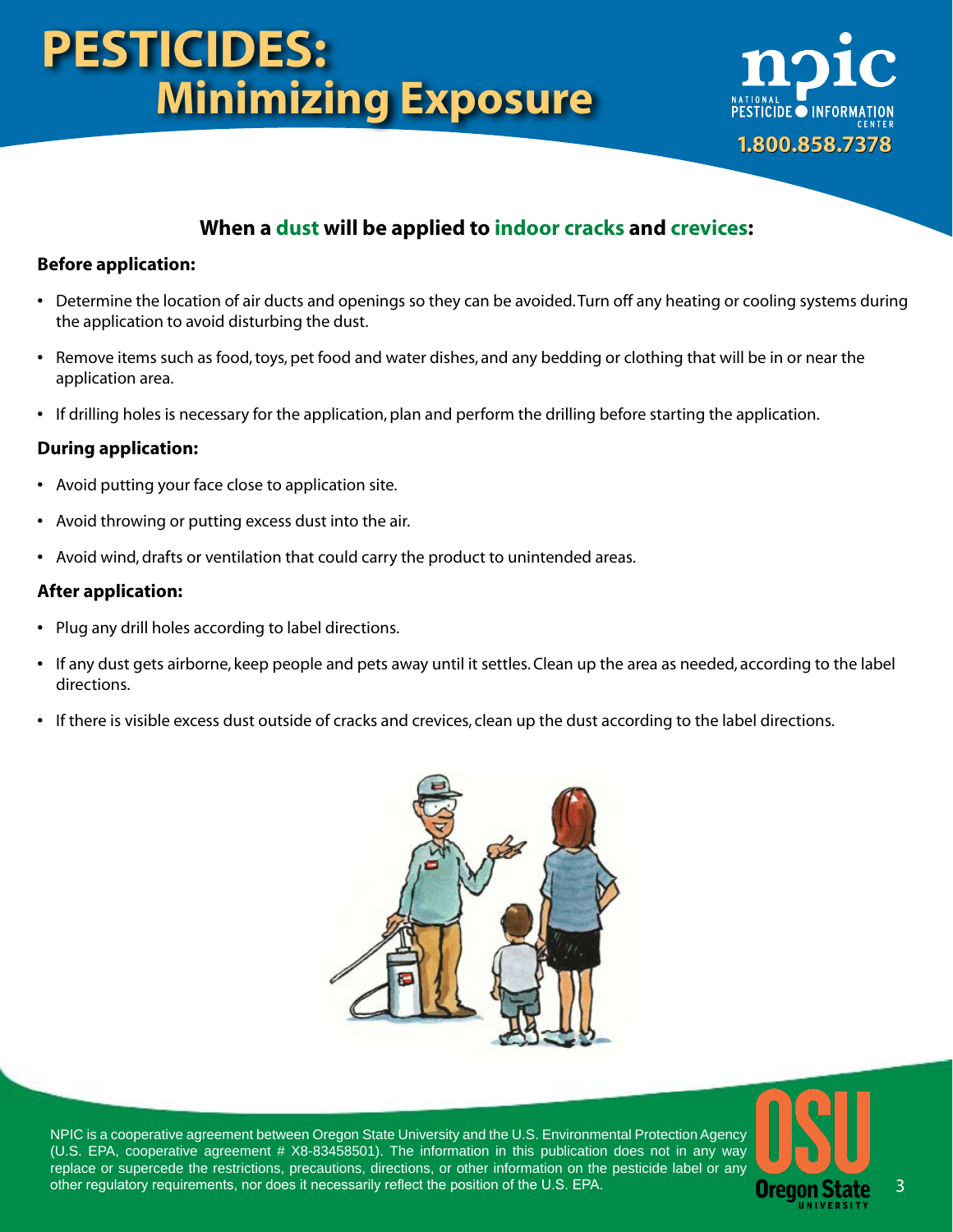# PESTICIDES: Minimizing Exposure

NATIONAL PESTICIDE INFORMATION CENTER
1.800.858.7378

## When a dust will be applied to indoor cracks and crevices:

**Before application:**

- Determine the location of air ducts and openings so they can be avoided. Turn off any heating or cooling systems during the application to avoid disturbing the dust.
- Remove items such as food, toys, pet food and water dishes, and any bedding or clothing that will be in or near the application area.
- If drilling holes is necessary for the application, plan and perform the drilling before starting the application.

**During application:**

- Avoid putting your face close to application site.
- Avoid throwing or putting excess dust into the air.
- Avoid wind, drafts or ventilation that could carry the product to unintended areas.

**After application:**

- Plug any drill holes according to label directions.
- If any dust gets airborne, keep people and pets away until it settles. Clean up the area as needed, according to the label directions.
- If there is visible excess dust outside of cracks and crevices, clean up the dust according to the label directions.

NPIC is a cooperative agreement between Oregon State University and the U.S. Environmental Protection Agency (U.S. EPA, cooperative agreement # X8-83458501). The information in this publication does not in any way replace or supercede the restrictions, precautions, directions, or other information on the pesticide label or any other regulatory requirements, nor does it necessarily reflect the position of the U.S. EPA.

OSU Oregon State UNIVERSITY